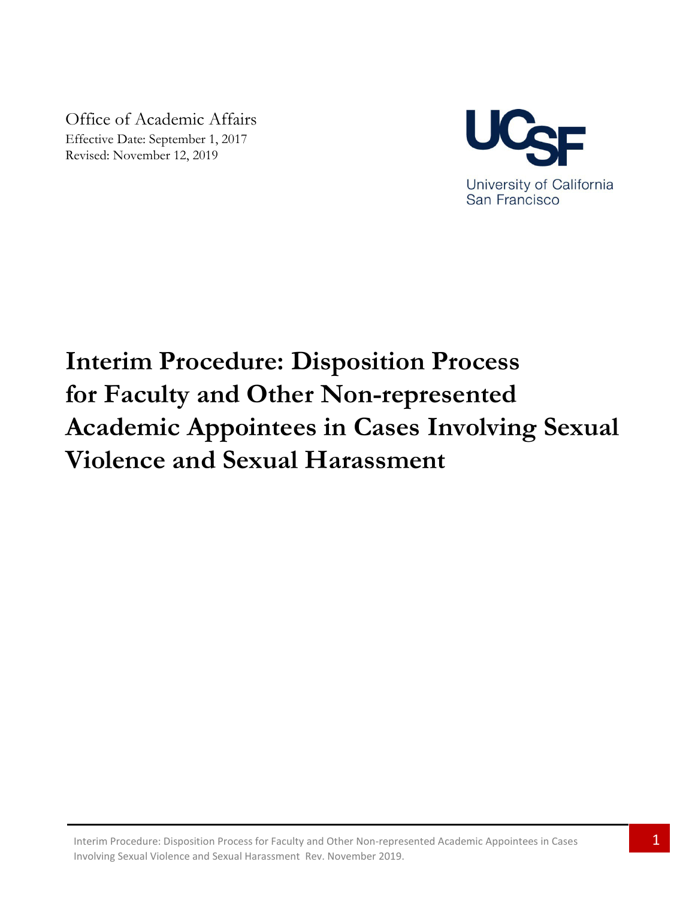Office of Academic Affairs

Effective Date: September 1, 2017

Revised: November 12, 2019

UCSF

University of California San Francisco

# Interim Procedure: Disposition Process for Faculty and Other Non-represented Academic Appointees in Cases Involving Sexual Violence and Sexual Harassment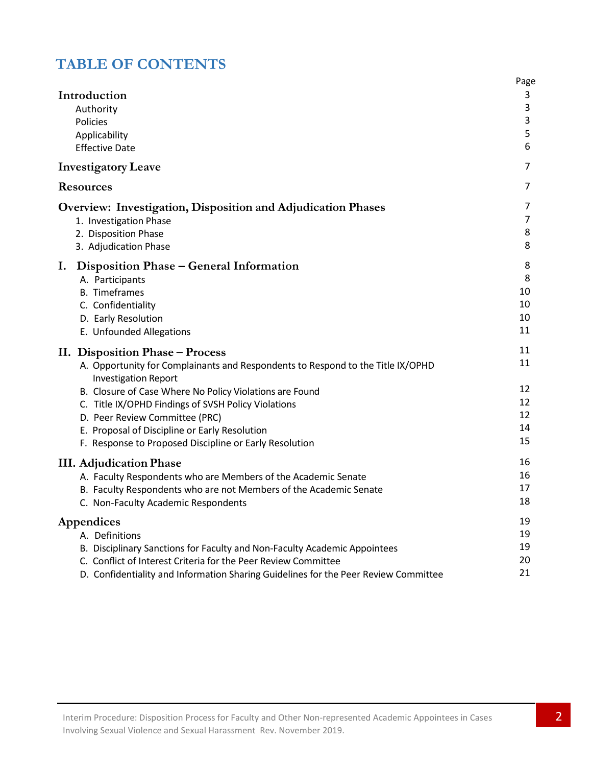# TABLE OF CONTENTS

| | Page |
|---|---|
| **Introduction** | 3 |
| Authority | 3 |
| Policies | 3 |
| Applicability | 5 |
| Effective Date | 6 |
| **Investigatory Leave** | 7 |
| **Resources** | 7 |
| **Overview: Investigation, Disposition and Adjudication Phases** | 7 |
| 1. Investigation Phase | 7 |
| 2. Disposition Phase | 8 |
| 3. Adjudication Phase | 8 |
| **I. Disposition Phase – General Information** | 8 |
| A. Participants | 8 |
| B. Timeframes | 10 |
| C. Confidentiality | 10 |
| D. Early Resolution | 10 |
| E. Unfounded Allegations | 11 |
| **II. Disposition Phase – Process** | 11 |
| A. Opportunity for Complainants and Respondents to Respond to the Title IX/OPHD Investigation Report | 11 |
| B. Closure of Case Where No Policy Violations are Found | 12 |
| C. Title IX/OPHD Findings of SVSH Policy Violations | 12 |
| D. Peer Review Committee (PRC) | 12 |
| E. Proposal of Discipline or Early Resolution | 14 |
| F. Response to Proposed Discipline or Early Resolution | 15 |
| **III. Adjudication Phase** | 16 |
| A. Faculty Respondents who are Members of the Academic Senate | 16 |
| B. Faculty Respondents who are not Members of the Academic Senate | 17 |
| C. Non-Faculty Academic Respondents | 18 |
| **Appendices** | 19 |
| A. Definitions | 19 |
| B. Disciplinary Sanctions for Faculty and Non-Faculty Academic Appointees | 19 |
| C. Conflict of Interest Criteria for the Peer Review Committee | 20 |
| D. Confidentiality and Information Sharing Guidelines for the Peer Review Committee | 21 |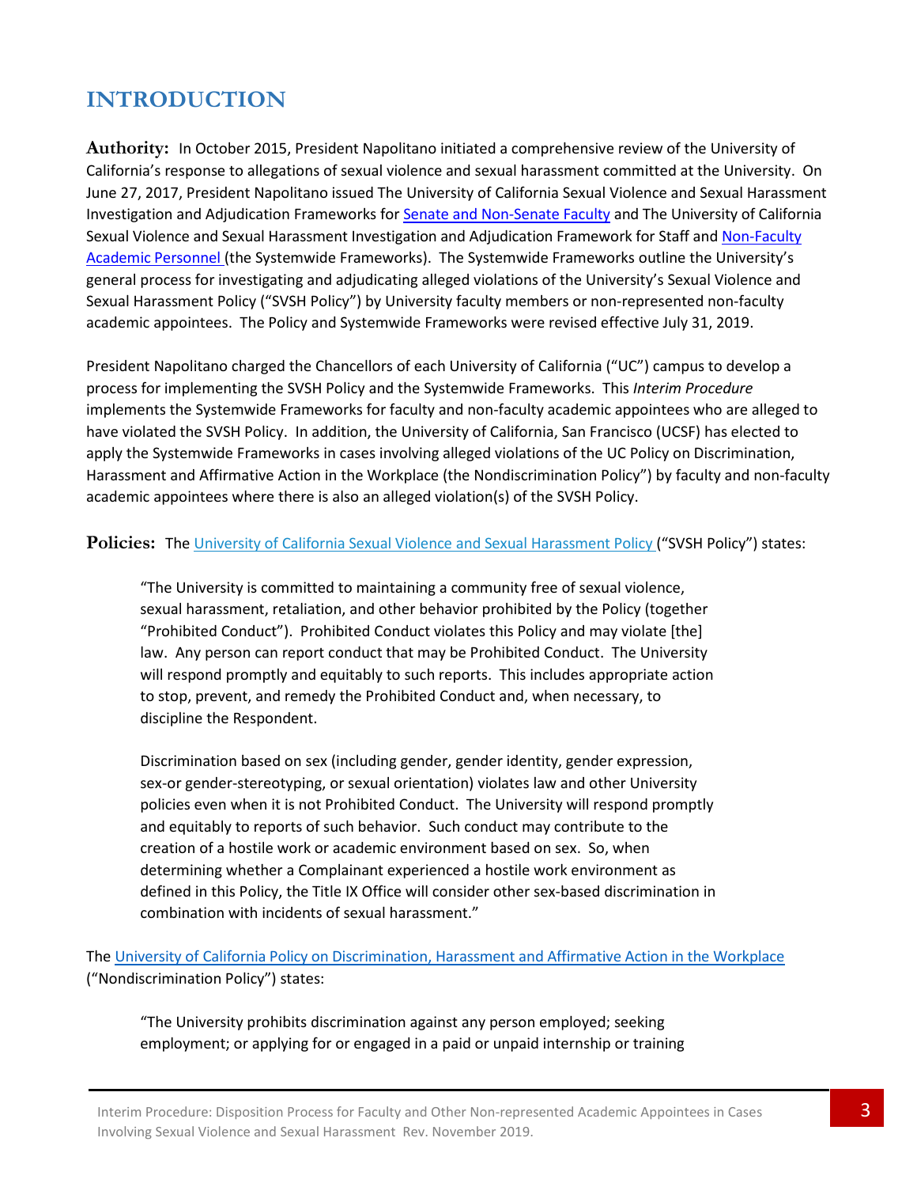# INTRODUCTION

**Authority:** In October 2015, President Napolitano initiated a comprehensive review of the University of California's response to allegations of sexual violence and sexual harassment committed at the University. On June 27, 2017, President Napolitano issued The University of California Sexual Violence and Sexual Harassment Investigation and Adjudication Frameworks for Senate and Non-Senate Faculty and The University of California Sexual Violence and Sexual Harassment Investigation and Adjudication Framework for Staff and Non-Faculty Academic Personnel (the Systemwide Frameworks). The Systemwide Frameworks outline the University's general process for investigating and adjudicating alleged violations of the University's Sexual Violence and Sexual Harassment Policy ("SVSH Policy") by University faculty members or non-represented non-faculty academic appointees. The Policy and Systemwide Frameworks were revised effective July 31, 2019.

President Napolitano charged the Chancellors of each University of California ("UC") campus to develop a process for implementing the SVSH Policy and the Systemwide Frameworks. This *Interim Procedure* implements the Systemwide Frameworks for faculty and non-faculty academic appointees who are alleged to have violated the SVSH Policy. In addition, the University of California, San Francisco (UCSF) has elected to apply the Systemwide Frameworks in cases involving alleged violations of the UC Policy on Discrimination, Harassment and Affirmative Action in the Workplace (the Nondiscrimination Policy") by faculty and non-faculty academic appointees where there is also an alleged violation(s) of the SVSH Policy.

**Policies:** The University of California Sexual Violence and Sexual Harassment Policy ("SVSH Policy") states:

> "The University is committed to maintaining a community free of sexual violence, sexual harassment, retaliation, and other behavior prohibited by the Policy (together "Prohibited Conduct"). Prohibited Conduct violates this Policy and may violate [the] law. Any person can report conduct that may be Prohibited Conduct. The University will respond promptly and equitably to such reports. This includes appropriate action to stop, prevent, and remedy the Prohibited Conduct and, when necessary, to discipline the Respondent.
>
> Discrimination based on sex (including gender, gender identity, gender expression, sex-or gender-stereotyping, or sexual orientation) violates law and other University policies even when it is not Prohibited Conduct. The University will respond promptly and equitably to reports of such behavior. Such conduct may contribute to the creation of a hostile work or academic environment based on sex. So, when determining whether a Complainant experienced a hostile work environment as defined in this Policy, the Title IX Office will consider other sex-based discrimination in combination with incidents of sexual harassment."

The University of California Policy on Discrimination, Harassment and Affirmative Action in the Workplace ("Nondiscrimination Policy") states:

> "The University prohibits discrimination against any person employed; seeking employment; or applying for or engaged in a paid or unpaid internship or training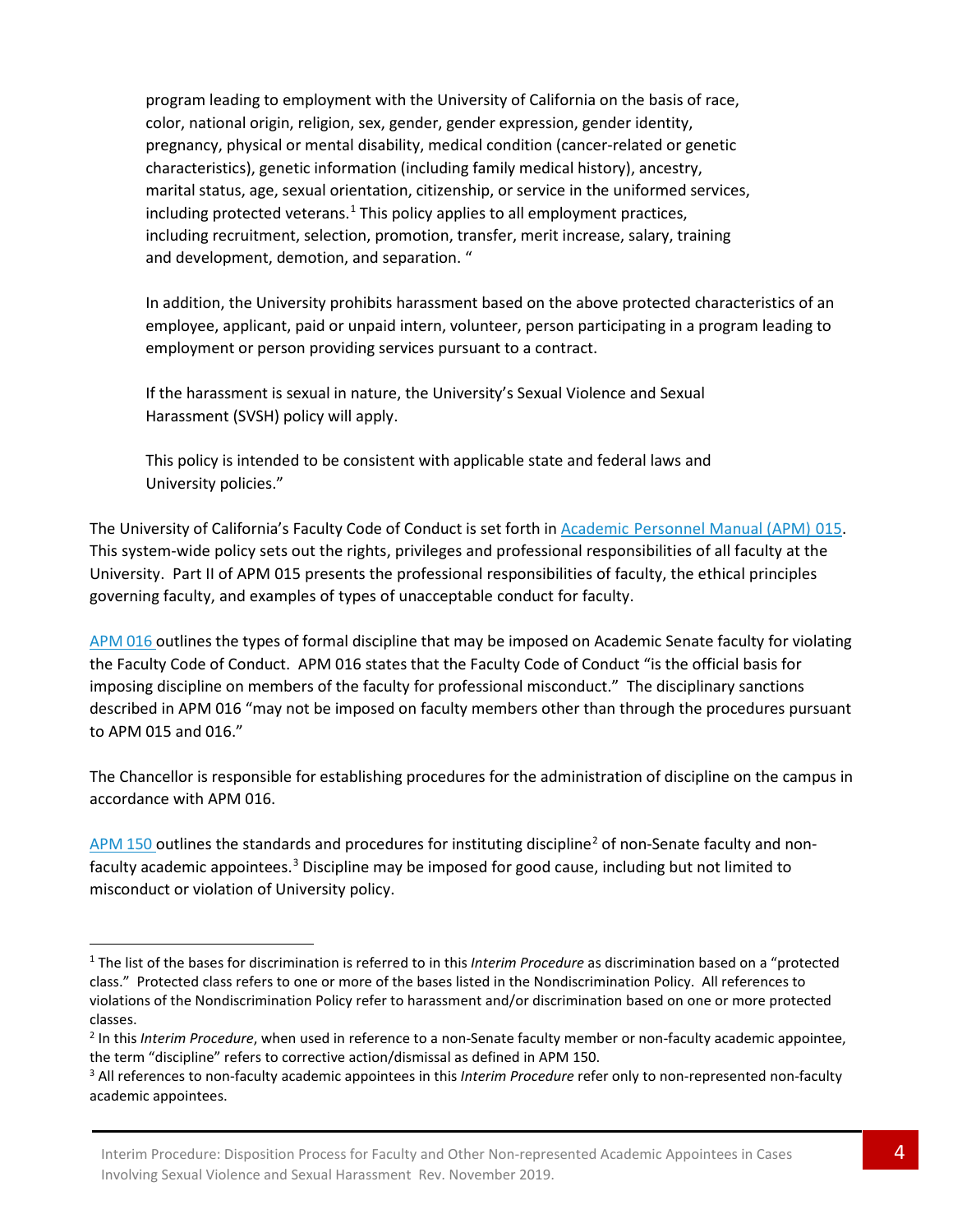> program leading to employment with the University of California on the basis of race, color, national origin, religion, sex, gender, gender expression, gender identity, pregnancy, physical or mental disability, medical condition (cancer-related or genetic characteristics), genetic information (including family medical history), ancestry, marital status, age, sexual orientation, citizenship, or service in the uniformed services, including protected veterans.[1] This policy applies to all employment practices, including recruitment, selection, promotion, transfer, merit increase, salary, training and development, demotion, and separation. "
>
> In addition, the University prohibits harassment based on the above protected characteristics of an employee, applicant, paid or unpaid intern, volunteer, person participating in a program leading to employment or person providing services pursuant to a contract.
>
> If the harassment is sexual in nature, the University's Sexual Violence and Sexual Harassment (SVSH) policy will apply.
>
> This policy is intended to be consistent with applicable state and federal laws and University policies."

The University of California's Faculty Code of Conduct is set forth in Academic Personnel Manual (APM) 015. This system-wide policy sets out the rights, privileges and professional responsibilities of all faculty at the University. Part II of APM 015 presents the professional responsibilities of faculty, the ethical principles governing faculty, and examples of types of unacceptable conduct for faculty.

APM 016 outlines the types of formal discipline that may be imposed on Academic Senate faculty for violating the Faculty Code of Conduct. APM 016 states that the Faculty Code of Conduct "is the official basis for imposing discipline on members of the faculty for professional misconduct." The disciplinary sanctions described in APM 016 "may not be imposed on faculty members other than through the procedures pursuant to APM 015 and 016."

The Chancellor is responsible for establishing procedures for the administration of discipline on the campus in accordance with APM 016.

APM 150 outlines the standards and procedures for instituting discipline[2] of non-Senate faculty and non-faculty academic appointees.[3] Discipline may be imposed for good cause, including but not limited to misconduct or violation of University policy.

---

[1] The list of the bases for discrimination is referred to in this *Interim Procedure* as discrimination based on a "protected class." Protected class refers to one or more of the bases listed in the Nondiscrimination Policy. All references to violations of the Nondiscrimination Policy refer to harassment and/or discrimination based on one or more protected classes.

[2] In this *Interim Procedure*, when used in reference to a non-Senate faculty member or non-faculty academic appointee, the term "discipline" refers to corrective action/dismissal as defined in APM 150.

[3] All references to non-faculty academic appointees in this *Interim Procedure* refer only to non-represented non-faculty academic appointees.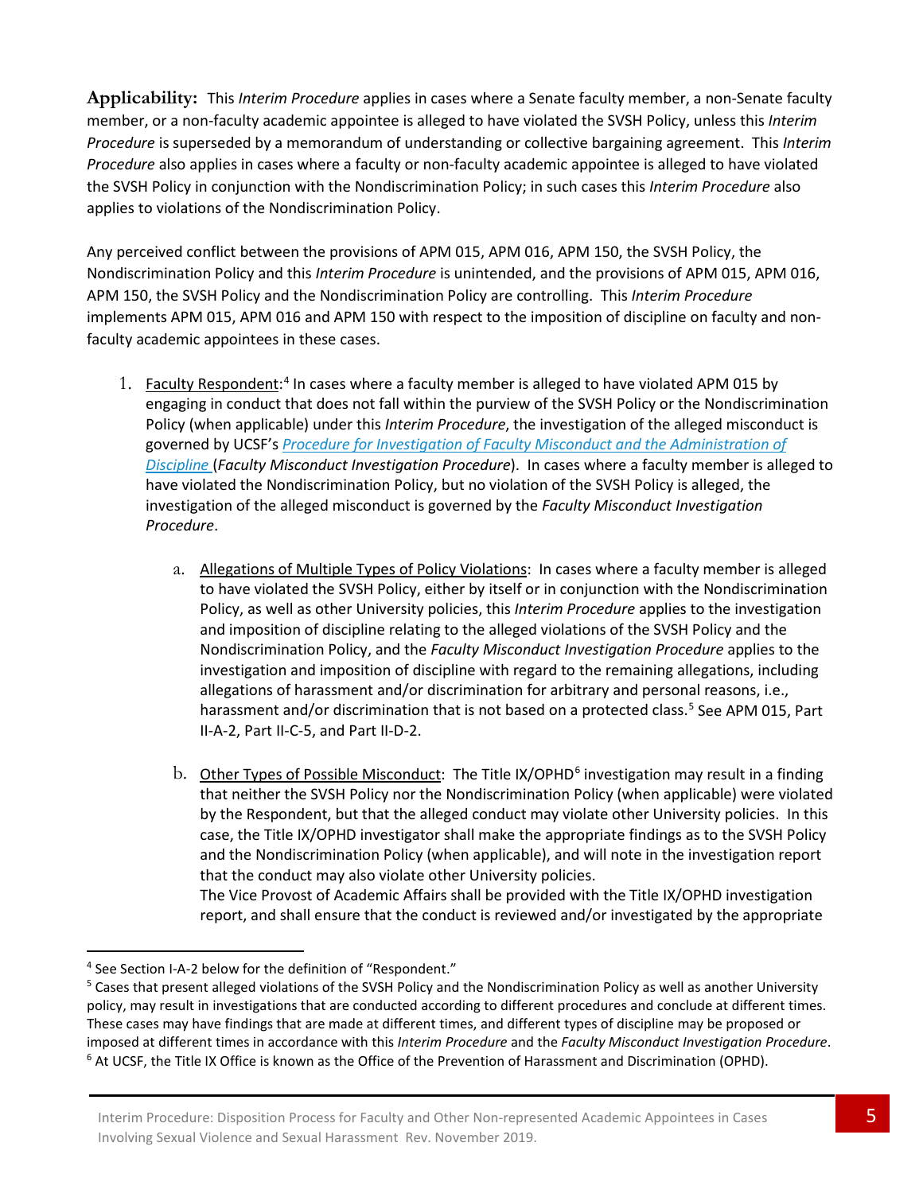**Applicability:** This *Interim Procedure* applies in cases where a Senate faculty member, a non-Senate faculty member, or a non-faculty academic appointee is alleged to have violated the SVSH Policy, unless this *Interim Procedure* is superseded by a memorandum of understanding or collective bargaining agreement. This *Interim Procedure* also applies in cases where a faculty or non-faculty academic appointee is alleged to have violated the SVSH Policy in conjunction with the Nondiscrimination Policy; in such cases this *Interim Procedure* also applies to violations of the Nondiscrimination Policy.

Any perceived conflict between the provisions of APM 015, APM 016, APM 150, the SVSH Policy, the Nondiscrimination Policy and this *Interim Procedure* is unintended, and the provisions of APM 015, APM 016, APM 150, the SVSH Policy and the Nondiscrimination Policy are controlling. This *Interim Procedure* implements APM 015, APM 016 and APM 150 with respect to the imposition of discipline on faculty and non-faculty academic appointees in these cases.

1. Faculty Respondent:[4] In cases where a faculty member is alleged to have violated APM 015 by engaging in conduct that does not fall within the purview of the SVSH Policy or the Nondiscrimination Policy (when applicable) under this *Interim Procedure*, the investigation of the alleged misconduct is governed by UCSF's *Procedure for Investigation of Faculty Misconduct and the Administration of Discipline* (***Faculty Misconduct Investigation Procedure***). In cases where a faculty member is alleged to have violated the Nondiscrimination Policy, but no violation of the SVSH Policy is alleged, the investigation of the alleged misconduct is governed by the *Faculty Misconduct Investigation Procedure*.

   a. Allegations of Multiple Types of Policy Violations: In cases where a faculty member is alleged to have violated the SVSH Policy, either by itself or in conjunction with the Nondiscrimination Policy, as well as other University policies, this *Interim Procedure* applies to the investigation and imposition of discipline relating to the alleged violations of the SVSH Policy and the Nondiscrimination Policy, and the *Faculty Misconduct Investigation Procedure* applies to the investigation and imposition of discipline with regard to the remaining allegations, including allegations of harassment and/or discrimination for arbitrary and personal reasons, i.e., harassment and/or discrimination that is not based on a protected class.[5] See APM 015, Part II-A-2, Part II-C-5, and Part II-D-2.

   b. Other Types of Possible Misconduct: The Title IX/OPHD[6] investigation may result in a finding that neither the SVSH Policy nor the Nondiscrimination Policy (when applicable) were violated by the Respondent, but that the alleged conduct may violate other University policies. In this case, the Title IX/OPHD investigator shall make the appropriate findings as to the SVSH Policy and the Nondiscrimination Policy (when applicable), and will note in the investigation report that the conduct may also violate other University policies.
   The Vice Provost of Academic Affairs shall be provided with the Title IX/OPHD investigation report, and shall ensure that the conduct is reviewed and/or investigated by the appropriate

---

[4] See Section I-A-2 below for the definition of "Respondent."

[5] Cases that present alleged violations of the SVSH Policy and the Nondiscrimination Policy as well as another University policy, may result in investigations that are conducted according to different procedures and conclude at different times. These cases may have findings that are made at different times, and different types of discipline may be proposed or imposed at different times in accordance with this *Interim Procedure* and the *Faculty Misconduct Investigation Procedure*.

[6] At UCSF, the Title IX Office is known as the Office of the Prevention of Harassment and Discrimination (OPHD).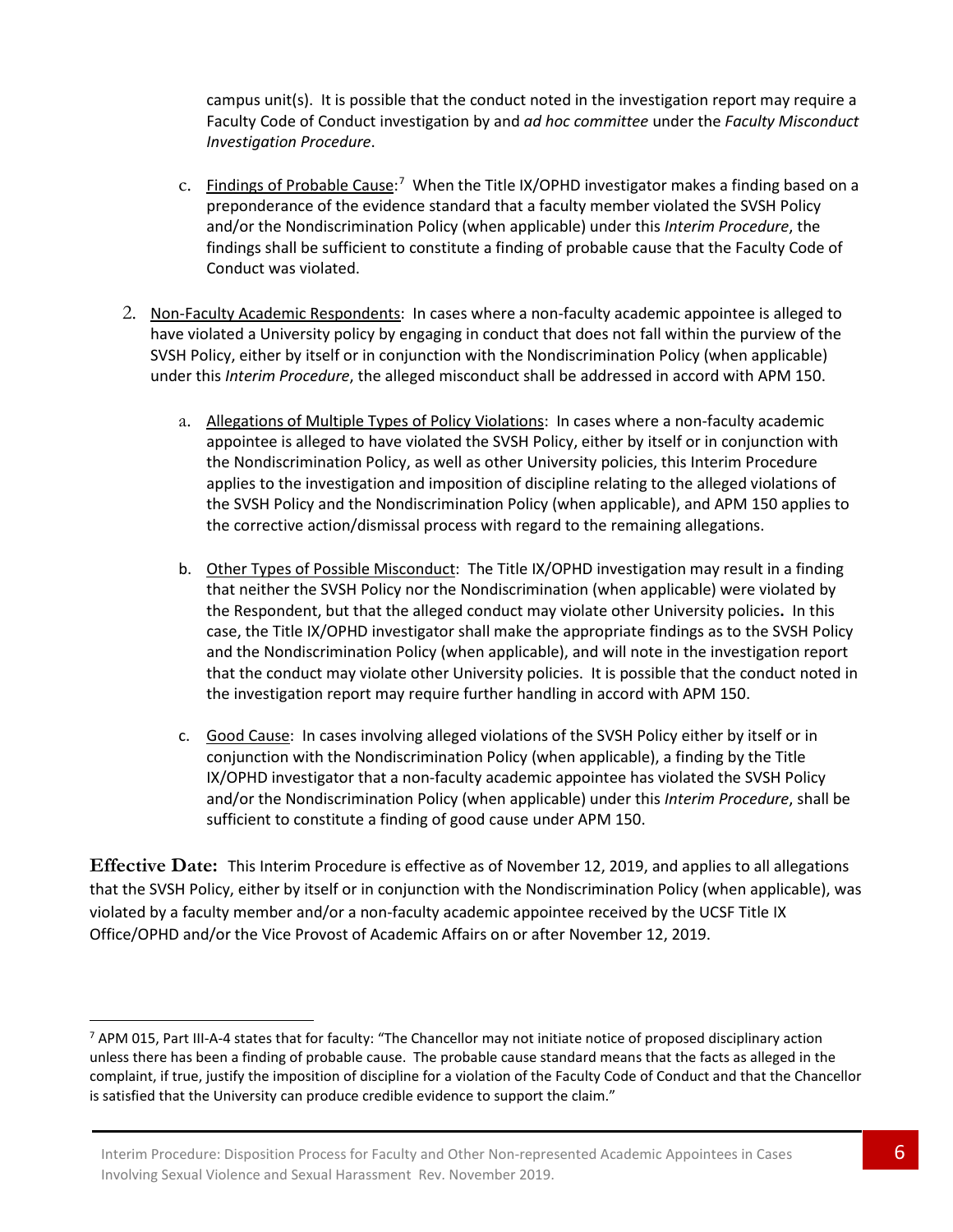campus unit(s). It is possible that the conduct noted in the investigation report may require a Faculty Code of Conduct investigation by and *ad hoc committee* under the *Faculty Misconduct Investigation Procedure*.

c. Findings of Probable Cause:[7] When the Title IX/OPHD investigator makes a finding based on a preponderance of the evidence standard that a faculty member violated the SVSH Policy and/or the Nondiscrimination Policy (when applicable) under this *Interim Procedure*, the findings shall be sufficient to constitute a finding of probable cause that the Faculty Code of Conduct was violated.

2. Non-Faculty Academic Respondents: In cases where a non-faculty academic appointee is alleged to have violated a University policy by engaging in conduct that does not fall within the purview of the SVSH Policy, either by itself or in conjunction with the Nondiscrimination Policy (when applicable) under this *Interim Procedure*, the alleged misconduct shall be addressed in accord with APM 150.

   a. Allegations of Multiple Types of Policy Violations: In cases where a non-faculty academic appointee is alleged to have violated the SVSH Policy, either by itself or in conjunction with the Nondiscrimination Policy, as well as other University policies, this Interim Procedure applies to the investigation and imposition of discipline relating to the alleged violations of the SVSH Policy and the Nondiscrimination Policy (when applicable), and APM 150 applies to the corrective action/dismissal process with regard to the remaining allegations.

   b. Other Types of Possible Misconduct: The Title IX/OPHD investigation may result in a finding that neither the SVSH Policy nor the Nondiscrimination (when applicable) were violated by the Respondent, but that the alleged conduct may violate other University policies**.** In this case, the Title IX/OPHD investigator shall make the appropriate findings as to the SVSH Policy and the Nondiscrimination Policy (when applicable), and will note in the investigation report that the conduct may violate other University policies. It is possible that the conduct noted in the investigation report may require further handling in accord with APM 150.

   c. Good Cause: In cases involving alleged violations of the SVSH Policy either by itself or in conjunction with the Nondiscrimination Policy (when applicable), a finding by the Title IX/OPHD investigator that a non-faculty academic appointee has violated the SVSH Policy and/or the Nondiscrimination Policy (when applicable) under this *Interim Procedure*, shall be sufficient to constitute a finding of good cause under APM 150.

**Effective Date:** This Interim Procedure is effective as of November 12, 2019, and applies to all allegations that the SVSH Policy, either by itself or in conjunction with the Nondiscrimination Policy (when applicable), was violated by a faculty member and/or a non-faculty academic appointee received by the UCSF Title IX Office/OPHD and/or the Vice Provost of Academic Affairs on or after November 12, 2019.

---

[7] APM 015, Part III-A-4 states that for faculty: "The Chancellor may not initiate notice of proposed disciplinary action unless there has been a finding of probable cause. The probable cause standard means that the facts as alleged in the complaint, if true, justify the imposition of discipline for a violation of the Faculty Code of Conduct and that the Chancellor is satisfied that the University can produce credible evidence to support the claim."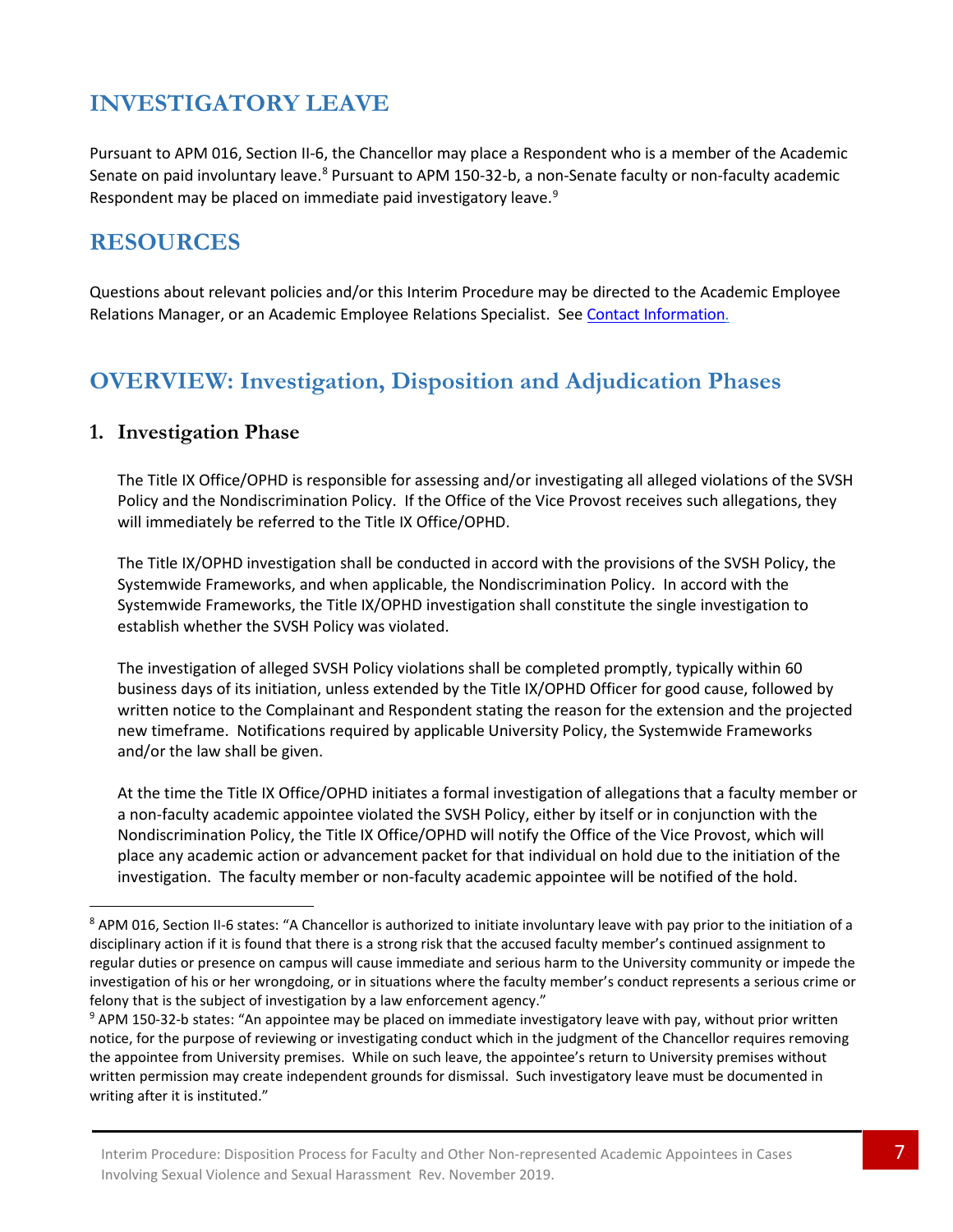## INVESTIGATORY LEAVE

Pursuant to APM 016, Section II-6, the Chancellor may place a Respondent who is a member of the Academic Senate on paid involuntary leave.[8] Pursuant to APM 150-32-b, a non-Senate faculty or non-faculty academic Respondent may be placed on immediate paid investigatory leave.[9]

## RESOURCES

Questions about relevant policies and/or this Interim Procedure may be directed to the Academic Employee Relations Manager, or an Academic Employee Relations Specialist. See Contact Information.

## OVERVIEW: Investigation, Disposition and Adjudication Phases

### 1. Investigation Phase

The Title IX Office/OPHD is responsible for assessing and/or investigating all alleged violations of the SVSH Policy and the Nondiscrimination Policy. If the Office of the Vice Provost receives such allegations, they will immediately be referred to the Title IX Office/OPHD.

The Title IX/OPHD investigation shall be conducted in accord with the provisions of the SVSH Policy, the Systemwide Frameworks, and when applicable, the Nondiscrimination Policy. In accord with the Systemwide Frameworks, the Title IX/OPHD investigation shall constitute the single investigation to establish whether the SVSH Policy was violated.

The investigation of alleged SVSH Policy violations shall be completed promptly, typically within 60 business days of its initiation, unless extended by the Title IX/OPHD Officer for good cause, followed by written notice to the Complainant and Respondent stating the reason for the extension and the projected new timeframe. Notifications required by applicable University Policy, the Systemwide Frameworks and/or the law shall be given.

At the time the Title IX Office/OPHD initiates a formal investigation of allegations that a faculty member or a non-faculty academic appointee violated the SVSH Policy, either by itself or in conjunction with the Nondiscrimination Policy, the Title IX Office/OPHD will notify the Office of the Vice Provost, which will place any academic action or advancement packet for that individual on hold due to the initiation of the investigation. The faculty member or non-faculty academic appointee will be notified of the hold.

---

[8] APM 016, Section II-6 states: "A Chancellor is authorized to initiate involuntary leave with pay prior to the initiation of a disciplinary action if it is found that there is a strong risk that the accused faculty member's continued assignment to regular duties or presence on campus will cause immediate and serious harm to the University community or impede the investigation of his or her wrongdoing, or in situations where the faculty member's conduct represents a serious crime or felony that is the subject of investigation by a law enforcement agency."

[9] APM 150-32-b states: "An appointee may be placed on immediate investigatory leave with pay, without prior written notice, for the purpose of reviewing or investigating conduct which in the judgment of the Chancellor requires removing the appointee from University premises. While on such leave, the appointee's return to University premises without written permission may create independent grounds for dismissal. Such investigatory leave must be documented in writing after it is instituted."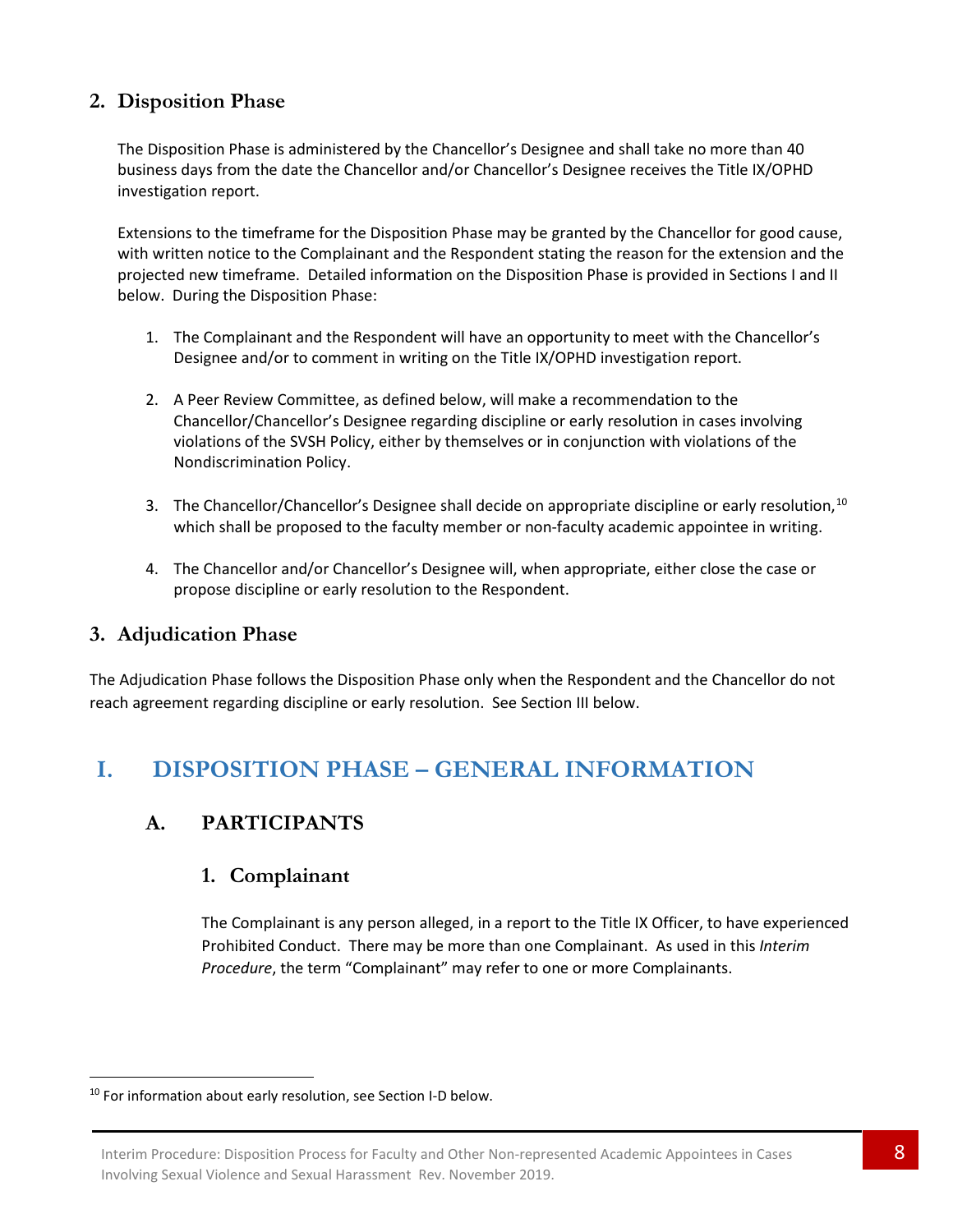## 2. Disposition Phase

The Disposition Phase is administered by the Chancellor's Designee and shall take no more than 40 business days from the date the Chancellor and/or Chancellor's Designee receives the Title IX/OPHD investigation report.

Extensions to the timeframe for the Disposition Phase may be granted by the Chancellor for good cause, with written notice to the Complainant and the Respondent stating the reason for the extension and the projected new timeframe. Detailed information on the Disposition Phase is provided in Sections I and II below. During the Disposition Phase:

1. The Complainant and the Respondent will have an opportunity to meet with the Chancellor's Designee and/or to comment in writing on the Title IX/OPHD investigation report.
2. A Peer Review Committee, as defined below, will make a recommendation to the Chancellor/Chancellor's Designee regarding discipline or early resolution in cases involving violations of the SVSH Policy, either by themselves or in conjunction with violations of the Nondiscrimination Policy.
3. The Chancellor/Chancellor's Designee shall decide on appropriate discipline or early resolution,[10] which shall be proposed to the faculty member or non-faculty academic appointee in writing.
4. The Chancellor and/or Chancellor's Designee will, when appropriate, either close the case or propose discipline or early resolution to the Respondent.

## 3. Adjudication Phase

The Adjudication Phase follows the Disposition Phase only when the Respondent and the Chancellor do not reach agreement regarding discipline or early resolution. See Section III below.

# I. DISPOSITION PHASE – GENERAL INFORMATION

## A. PARTICIPANTS

### 1. Complainant

The Complainant is any person alleged, in a report to the Title IX Officer, to have experienced Prohibited Conduct. There may be more than one Complainant. As used in this *Interim Procedure*, the term "Complainant" may refer to one or more Complainants.

[10] For information about early resolution, see Section I-D below.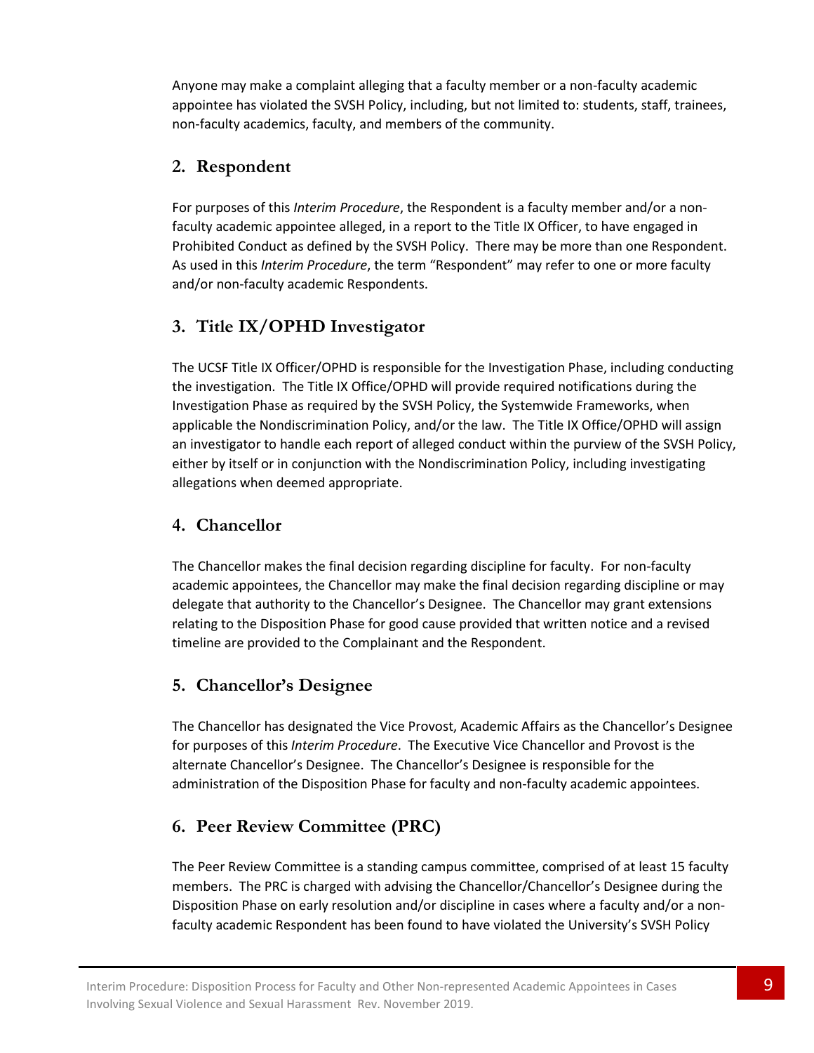Anyone may make a complaint alleging that a faculty member or a non-faculty academic appointee has violated the SVSH Policy, including, but not limited to: students, staff, trainees, non-faculty academics, faculty, and members of the community.

## 2. Respondent

For purposes of this *Interim Procedure*, the Respondent is a faculty member and/or a non-faculty academic appointee alleged, in a report to the Title IX Officer, to have engaged in Prohibited Conduct as defined by the SVSH Policy. There may be more than one Respondent. As used in this *Interim Procedure*, the term "Respondent" may refer to one or more faculty and/or non-faculty academic Respondents.

## 3. Title IX/OPHD Investigator

The UCSF Title IX Officer/OPHD is responsible for the Investigation Phase, including conducting the investigation. The Title IX Office/OPHD will provide required notifications during the Investigation Phase as required by the SVSH Policy, the Systemwide Frameworks, when applicable the Nondiscrimination Policy, and/or the law. The Title IX Office/OPHD will assign an investigator to handle each report of alleged conduct within the purview of the SVSH Policy, either by itself or in conjunction with the Nondiscrimination Policy, including investigating allegations when deemed appropriate.

## 4. Chancellor

The Chancellor makes the final decision regarding discipline for faculty. For non-faculty academic appointees, the Chancellor may make the final decision regarding discipline or may delegate that authority to the Chancellor's Designee. The Chancellor may grant extensions relating to the Disposition Phase for good cause provided that written notice and a revised timeline are provided to the Complainant and the Respondent.

## 5. Chancellor's Designee

The Chancellor has designated the Vice Provost, Academic Affairs as the Chancellor's Designee for purposes of this *Interim Procedure*. The Executive Vice Chancellor and Provost is the alternate Chancellor's Designee. The Chancellor's Designee is responsible for the administration of the Disposition Phase for faculty and non-faculty academic appointees.

## 6. Peer Review Committee (PRC)

The Peer Review Committee is a standing campus committee, comprised of at least 15 faculty members. The PRC is charged with advising the Chancellor/Chancellor's Designee during the Disposition Phase on early resolution and/or discipline in cases where a faculty and/or a non-faculty academic Respondent has been found to have violated the University's SVSH Policy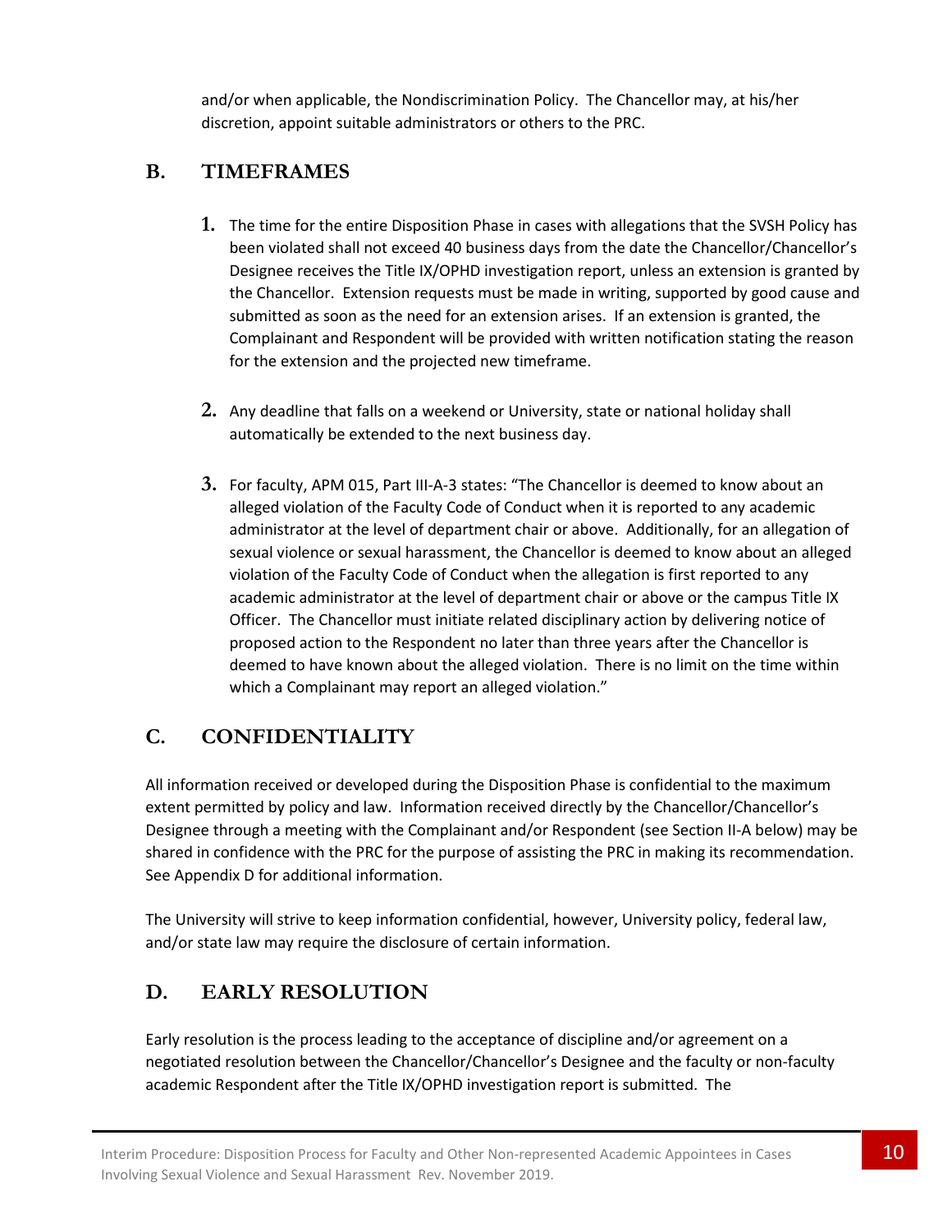and/or when applicable, the Nondiscrimination Policy. The Chancellor may, at his/her discretion, appoint suitable administrators or others to the PRC.

## B. TIMEFRAMES

1. The time for the entire Disposition Phase in cases with allegations that the SVSH Policy has been violated shall not exceed 40 business days from the date the Chancellor/Chancellor's Designee receives the Title IX/OPHD investigation report, unless an extension is granted by the Chancellor. Extension requests must be made in writing, supported by good cause and submitted as soon as the need for an extension arises. If an extension is granted, the Complainant and Respondent will be provided with written notification stating the reason for the extension and the projected new timeframe.

2. Any deadline that falls on a weekend or University, state or national holiday shall automatically be extended to the next business day.

3. For faculty, APM 015, Part III-A-3 states: "The Chancellor is deemed to know about an alleged violation of the Faculty Code of Conduct when it is reported to any academic administrator at the level of department chair or above. Additionally, for an allegation of sexual violence or sexual harassment, the Chancellor is deemed to know about an alleged violation of the Faculty Code of Conduct when the allegation is first reported to any academic administrator at the level of department chair or above or the campus Title IX Officer. The Chancellor must initiate related disciplinary action by delivering notice of proposed action to the Respondent no later than three years after the Chancellor is deemed to have known about the alleged violation. There is no limit on the time within which a Complainant may report an alleged violation."

## C. CONFIDENTIALITY

All information received or developed during the Disposition Phase is confidential to the maximum extent permitted by policy and law. Information received directly by the Chancellor/Chancellor's Designee through a meeting with the Complainant and/or Respondent (see Section II-A below) may be shared in confidence with the PRC for the purpose of assisting the PRC in making its recommendation. See Appendix D for additional information.

The University will strive to keep information confidential, however, University policy, federal law, and/or state law may require the disclosure of certain information.

## D. EARLY RESOLUTION

Early resolution is the process leading to the acceptance of discipline and/or agreement on a negotiated resolution between the Chancellor/Chancellor's Designee and the faculty or non-faculty academic Respondent after the Title IX/OPHD investigation report is submitted. The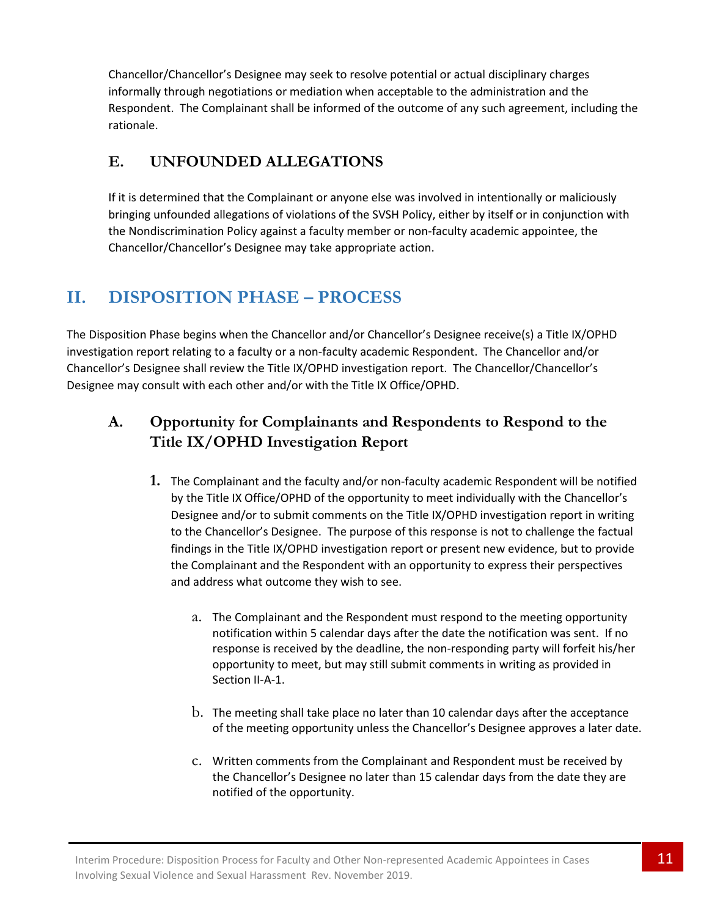Chancellor/Chancellor's Designee may seek to resolve potential or actual disciplinary charges informally through negotiations or mediation when acceptable to the administration and the Respondent. The Complainant shall be informed of the outcome of any such agreement, including the rationale.

### E. UNFOUNDED ALLEGATIONS

If it is determined that the Complainant or anyone else was involved in intentionally or maliciously bringing unfounded allegations of violations of the SVSH Policy, either by itself or in conjunction with the Nondiscrimination Policy against a faculty member or non-faculty academic appointee, the Chancellor/Chancellor's Designee may take appropriate action.

## II. DISPOSITION PHASE – PROCESS

The Disposition Phase begins when the Chancellor and/or Chancellor's Designee receive(s) a Title IX/OPHD investigation report relating to a faculty or a non-faculty academic Respondent. The Chancellor and/or Chancellor's Designee shall review the Title IX/OPHD investigation report. The Chancellor/Chancellor's Designee may consult with each other and/or with the Title IX Office/OPHD.

### A. Opportunity for Complainants and Respondents to Respond to the Title IX/OPHD Investigation Report

1. The Complainant and the faculty and/or non-faculty academic Respondent will be notified by the Title IX Office/OPHD of the opportunity to meet individually with the Chancellor's Designee and/or to submit comments on the Title IX/OPHD investigation report in writing to the Chancellor's Designee. The purpose of this response is not to challenge the factual findings in the Title IX/OPHD investigation report or present new evidence, but to provide the Complainant and the Respondent with an opportunity to express their perspectives and address what outcome they wish to see.

    a. The Complainant and the Respondent must respond to the meeting opportunity notification within 5 calendar days after the date the notification was sent. If no response is received by the deadline, the non-responding party will forfeit his/her opportunity to meet, but may still submit comments in writing as provided in Section II-A-1.

    b. The meeting shall take place no later than 10 calendar days after the acceptance of the meeting opportunity unless the Chancellor's Designee approves a later date.

    c. Written comments from the Complainant and Respondent must be received by the Chancellor's Designee no later than 15 calendar days from the date they are notified of the opportunity.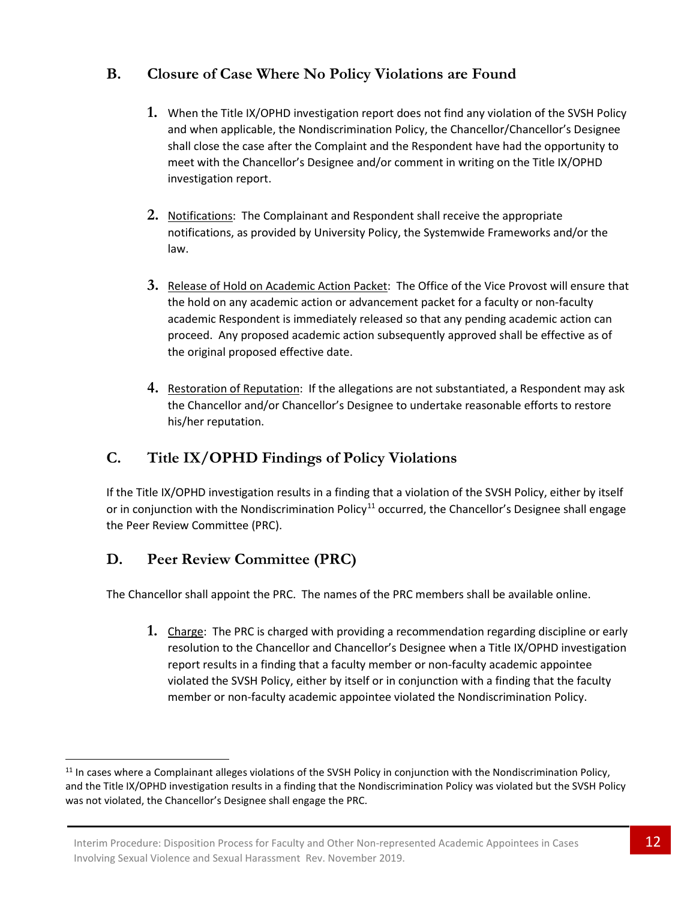## B. Closure of Case Where No Policy Violations are Found

1. When the Title IX/OPHD investigation report does not find any violation of the SVSH Policy and when applicable, the Nondiscrimination Policy, the Chancellor/Chancellor's Designee shall close the case after the Complaint and the Respondent have had the opportunity to meet with the Chancellor's Designee and/or comment in writing on the Title IX/OPHD investigation report.

2. Notifications: The Complainant and Respondent shall receive the appropriate notifications, as provided by University Policy, the Systemwide Frameworks and/or the law.

3. Release of Hold on Academic Action Packet: The Office of the Vice Provost will ensure that the hold on any academic action or advancement packet for a faculty or non-faculty academic Respondent is immediately released so that any pending academic action can proceed. Any proposed academic action subsequently approved shall be effective as of the original proposed effective date.

4. Restoration of Reputation: If the allegations are not substantiated, a Respondent may ask the Chancellor and/or Chancellor's Designee to undertake reasonable efforts to restore his/her reputation.

## C. Title IX/OPHD Findings of Policy Violations

If the Title IX/OPHD investigation results in a finding that a violation of the SVSH Policy, either by itself or in conjunction with the Nondiscrimination Policy[11] occurred, the Chancellor's Designee shall engage the Peer Review Committee (PRC).

## D. Peer Review Committee (PRC)

The Chancellor shall appoint the PRC. The names of the PRC members shall be available online.

1. Charge: The PRC is charged with providing a recommendation regarding discipline or early resolution to the Chancellor and Chancellor's Designee when a Title IX/OPHD investigation report results in a finding that a faculty member or non-faculty academic appointee violated the SVSH Policy, either by itself or in conjunction with a finding that the faculty member or non-faculty academic appointee violated the Nondiscrimination Policy.

---

[11] In cases where a Complainant alleges violations of the SVSH Policy in conjunction with the Nondiscrimination Policy, and the Title IX/OPHD investigation results in a finding that the Nondiscrimination Policy was violated but the SVSH Policy was not violated, the Chancellor's Designee shall engage the PRC.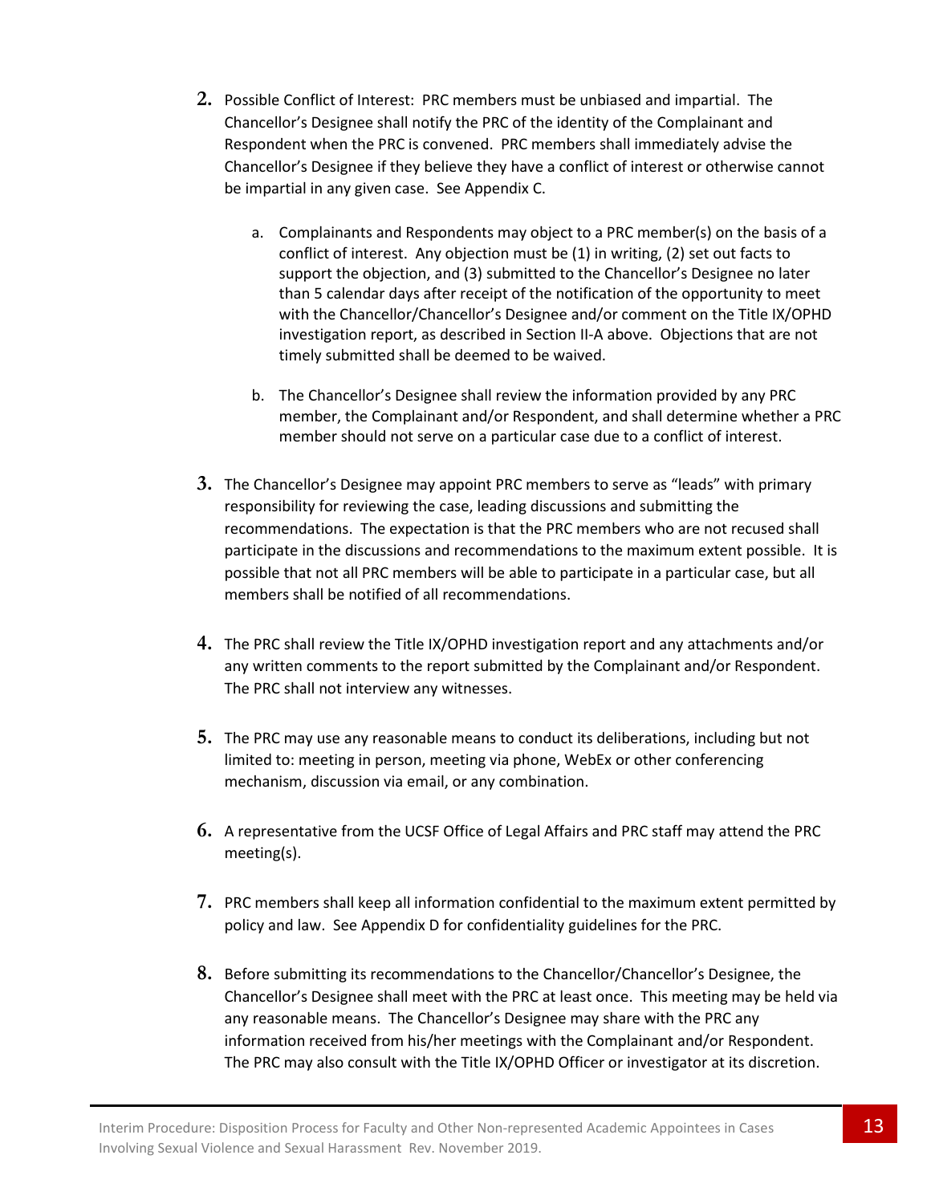2. Possible Conflict of Interest: PRC members must be unbiased and impartial. The Chancellor's Designee shall notify the PRC of the identity of the Complainant and Respondent when the PRC is convened. PRC members shall immediately advise the Chancellor's Designee if they believe they have a conflict of interest or otherwise cannot be impartial in any given case. See Appendix C.

    a. Complainants and Respondents may object to a PRC member(s) on the basis of a conflict of interest. Any objection must be (1) in writing, (2) set out facts to support the objection, and (3) submitted to the Chancellor's Designee no later than 5 calendar days after receipt of the notification of the opportunity to meet with the Chancellor/Chancellor's Designee and/or comment on the Title IX/OPHD investigation report, as described in Section II-A above. Objections that are not timely submitted shall be deemed to be waived.

    b. The Chancellor's Designee shall review the information provided by any PRC member, the Complainant and/or Respondent, and shall determine whether a PRC member should not serve on a particular case due to a conflict of interest.

3. The Chancellor's Designee may appoint PRC members to serve as "leads" with primary responsibility for reviewing the case, leading discussions and submitting the recommendations. The expectation is that the PRC members who are not recused shall participate in the discussions and recommendations to the maximum extent possible. It is possible that not all PRC members will be able to participate in a particular case, but all members shall be notified of all recommendations.

4. The PRC shall review the Title IX/OPHD investigation report and any attachments and/or any written comments to the report submitted by the Complainant and/or Respondent. The PRC shall not interview any witnesses.

5. The PRC may use any reasonable means to conduct its deliberations, including but not limited to: meeting in person, meeting via phone, WebEx or other conferencing mechanism, discussion via email, or any combination.

6. A representative from the UCSF Office of Legal Affairs and PRC staff may attend the PRC meeting(s).

7. PRC members shall keep all information confidential to the maximum extent permitted by policy and law. See Appendix D for confidentiality guidelines for the PRC.

8. Before submitting its recommendations to the Chancellor/Chancellor's Designee, the Chancellor's Designee shall meet with the PRC at least once. This meeting may be held via any reasonable means. The Chancellor's Designee may share with the PRC any information received from his/her meetings with the Complainant and/or Respondent. The PRC may also consult with the Title IX/OPHD Officer or investigator at its discretion.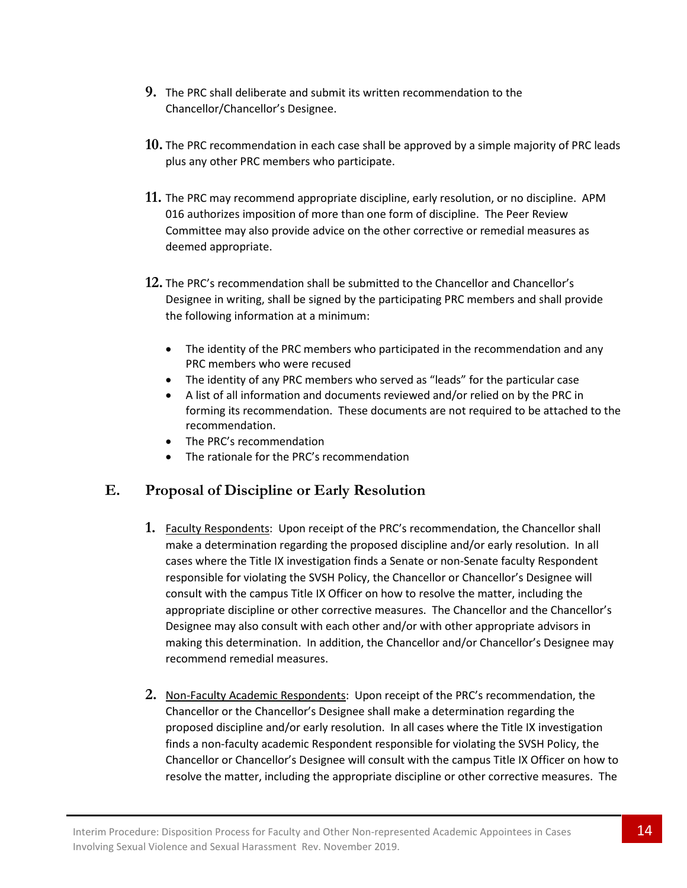9. The PRC shall deliberate and submit its written recommendation to the Chancellor/Chancellor's Designee.

10. The PRC recommendation in each case shall be approved by a simple majority of PRC leads plus any other PRC members who participate.

11. The PRC may recommend appropriate discipline, early resolution, or no discipline. APM 016 authorizes imposition of more than one form of discipline. The Peer Review Committee may also provide advice on the other corrective or remedial measures as deemed appropriate.

12. The PRC's recommendation shall be submitted to the Chancellor and Chancellor's Designee in writing, shall be signed by the participating PRC members and shall provide the following information at a minimum:

    - The identity of the PRC members who participated in the recommendation and any PRC members who were recused
    - The identity of any PRC members who served as "leads" for the particular case
    - A list of all information and documents reviewed and/or relied on by the PRC in forming its recommendation. These documents are not required to be attached to the recommendation.
    - The PRC's recommendation
    - The rationale for the PRC's recommendation

## E. Proposal of Discipline or Early Resolution

1. Faculty Respondents: Upon receipt of the PRC's recommendation, the Chancellor shall make a determination regarding the proposed discipline and/or early resolution. In all cases where the Title IX investigation finds a Senate or non-Senate faculty Respondent responsible for violating the SVSH Policy, the Chancellor or Chancellor's Designee will consult with the campus Title IX Officer on how to resolve the matter, including the appropriate discipline or other corrective measures. The Chancellor and the Chancellor's Designee may also consult with each other and/or with other appropriate advisors in making this determination. In addition, the Chancellor and/or Chancellor's Designee may recommend remedial measures.

2. Non-Faculty Academic Respondents: Upon receipt of the PRC's recommendation, the Chancellor or the Chancellor's Designee shall make a determination regarding the proposed discipline and/or early resolution. In all cases where the Title IX investigation finds a non-faculty academic Respondent responsible for violating the SVSH Policy, the Chancellor or Chancellor's Designee will consult with the campus Title IX Officer on how to resolve the matter, including the appropriate discipline or other corrective measures. The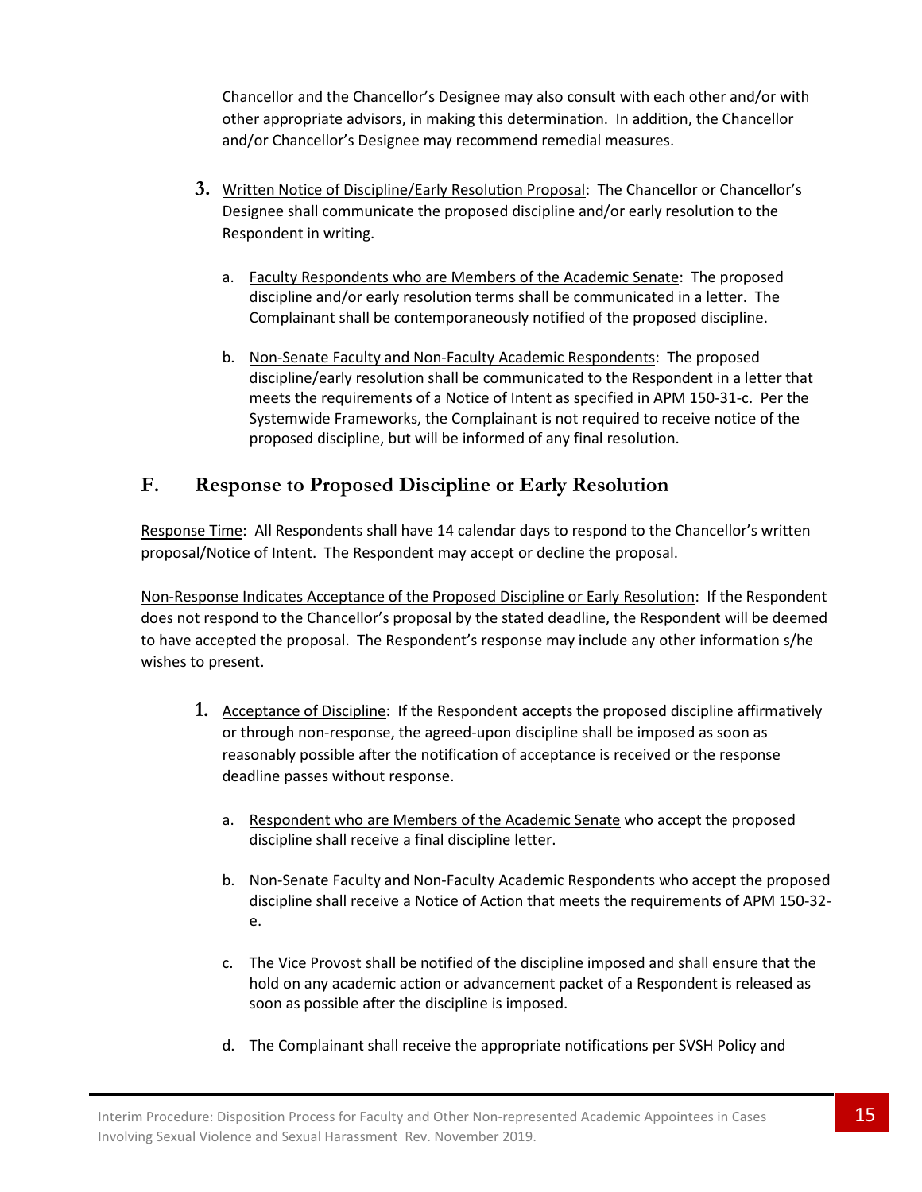Chancellor and the Chancellor's Designee may also consult with each other and/or with other appropriate advisors, in making this determination. In addition, the Chancellor and/or Chancellor's Designee may recommend remedial measures.

3. Written Notice of Discipline/Early Resolution Proposal: The Chancellor or Chancellor's Designee shall communicate the proposed discipline and/or early resolution to the Respondent in writing.

   a. Faculty Respondents who are Members of the Academic Senate: The proposed discipline and/or early resolution terms shall be communicated in a letter. The Complainant shall be contemporaneously notified of the proposed discipline.

   b. Non-Senate Faculty and Non-Faculty Academic Respondents: The proposed discipline/early resolution shall be communicated to the Respondent in a letter that meets the requirements of a Notice of Intent as specified in APM 150-31-c. Per the Systemwide Frameworks, the Complainant is not required to receive notice of the proposed discipline, but will be informed of any final resolution.

## F. Response to Proposed Discipline or Early Resolution

Response Time: All Respondents shall have 14 calendar days to respond to the Chancellor's written proposal/Notice of Intent. The Respondent may accept or decline the proposal.

Non-Response Indicates Acceptance of the Proposed Discipline or Early Resolution: If the Respondent does not respond to the Chancellor's proposal by the stated deadline, the Respondent will be deemed to have accepted the proposal. The Respondent's response may include any other information s/he wishes to present.

1. Acceptance of Discipline: If the Respondent accepts the proposed discipline affirmatively or through non-response, the agreed-upon discipline shall be imposed as soon as reasonably possible after the notification of acceptance is received or the response deadline passes without response.

   a. Respondent who are Members of the Academic Senate who accept the proposed discipline shall receive a final discipline letter.

   b. Non-Senate Faculty and Non-Faculty Academic Respondents who accept the proposed discipline shall receive a Notice of Action that meets the requirements of APM 150-32-e.

   c. The Vice Provost shall be notified of the discipline imposed and shall ensure that the hold on any academic action or advancement packet of a Respondent is released as soon as possible after the discipline is imposed.

   d. The Complainant shall receive the appropriate notifications per SVSH Policy and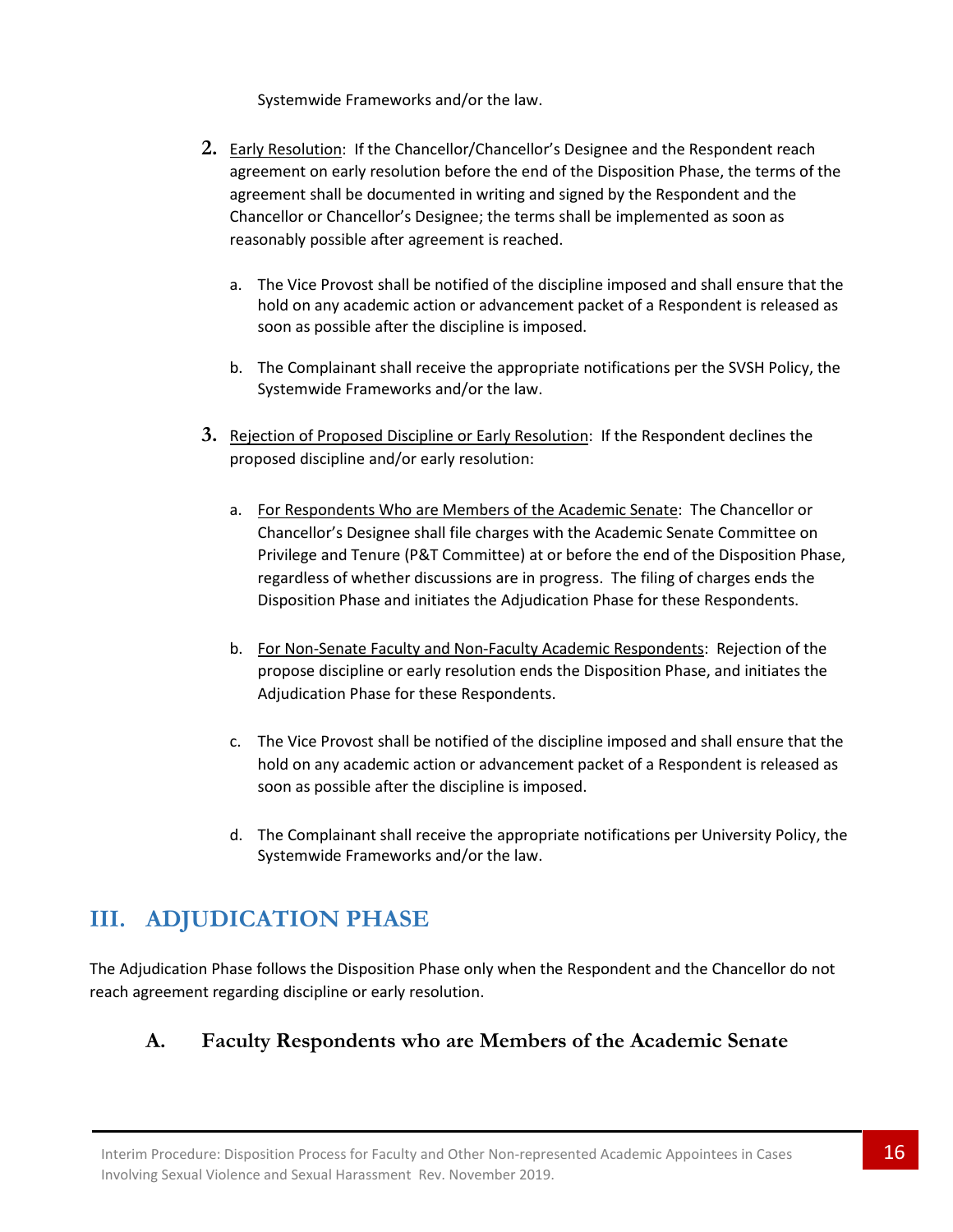Systemwide Frameworks and/or the law.

2. Early Resolution: If the Chancellor/Chancellor's Designee and the Respondent reach agreement on early resolution before the end of the Disposition Phase, the terms of the agreement shall be documented in writing and signed by the Respondent and the Chancellor or Chancellor's Designee; the terms shall be implemented as soon as reasonably possible after agreement is reached.

   a. The Vice Provost shall be notified of the discipline imposed and shall ensure that the hold on any academic action or advancement packet of a Respondent is released as soon as possible after the discipline is imposed.

   b. The Complainant shall receive the appropriate notifications per the SVSH Policy, the Systemwide Frameworks and/or the law.

3. Rejection of Proposed Discipline or Early Resolution: If the Respondent declines the proposed discipline and/or early resolution:

   a. For Respondents Who are Members of the Academic Senate: The Chancellor or Chancellor's Designee shall file charges with the Academic Senate Committee on Privilege and Tenure (P&T Committee) at or before the end of the Disposition Phase, regardless of whether discussions are in progress. The filing of charges ends the Disposition Phase and initiates the Adjudication Phase for these Respondents.

   b. For Non-Senate Faculty and Non-Faculty Academic Respondents: Rejection of the propose discipline or early resolution ends the Disposition Phase, and initiates the Adjudication Phase for these Respondents.

   c. The Vice Provost shall be notified of the discipline imposed and shall ensure that the hold on any academic action or advancement packet of a Respondent is released as soon as possible after the discipline is imposed.

   d. The Complainant shall receive the appropriate notifications per University Policy, the Systemwide Frameworks and/or the law.

## III. ADJUDICATION PHASE

The Adjudication Phase follows the Disposition Phase only when the Respondent and the Chancellor do not reach agreement regarding discipline or early resolution.

### A. Faculty Respondents who are Members of the Academic Senate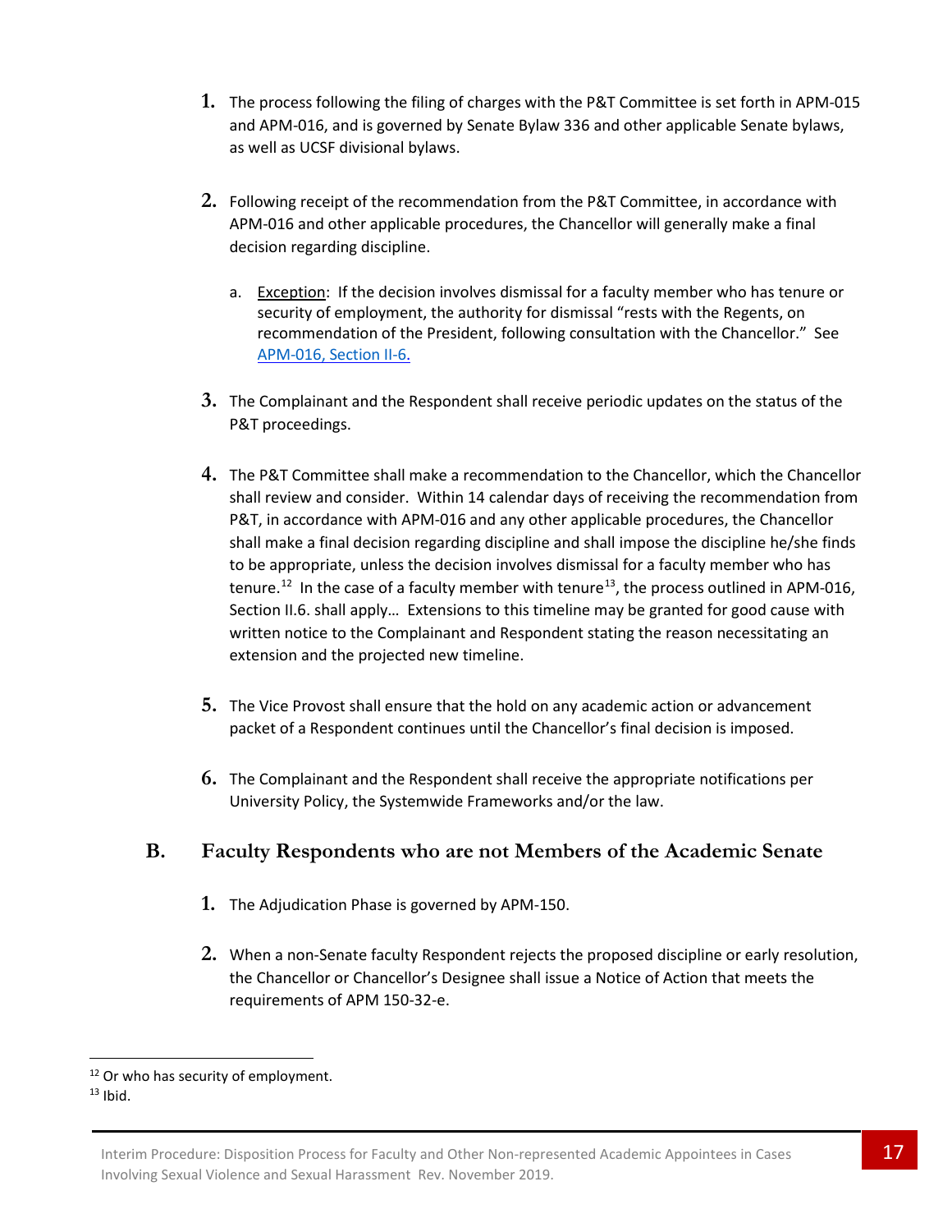1. The process following the filing of charges with the P&T Committee is set forth in APM-015 and APM-016, and is governed by Senate Bylaw 336 and other applicable Senate bylaws, as well as UCSF divisional bylaws.

2. Following receipt of the recommendation from the P&T Committee, in accordance with APM-016 and other applicable procedures, the Chancellor will generally make a final decision regarding discipline.

   a. Exception: If the decision involves dismissal for a faculty member who has tenure or security of employment, the authority for dismissal "rests with the Regents, on recommendation of the President, following consultation with the Chancellor." See [APM-016, Section II-6.]

3. The Complainant and the Respondent shall receive periodic updates on the status of the P&T proceedings.

4. The P&T Committee shall make a recommendation to the Chancellor, which the Chancellor shall review and consider. Within 14 calendar days of receiving the recommendation from P&T, in accordance with APM-016 and any other applicable procedures, the Chancellor shall make a final decision regarding discipline and shall impose the discipline he/she finds to be appropriate, unless the decision involves dismissal for a faculty member who has tenure.[12] In the case of a faculty member with tenure[13], the process outlined in APM-016, Section II.6. shall apply… Extensions to this timeline may be granted for good cause with written notice to the Complainant and Respondent stating the reason necessitating an extension and the projected new timeline.

5. The Vice Provost shall ensure that the hold on any academic action or advancement packet of a Respondent continues until the Chancellor's final decision is imposed.

6. The Complainant and the Respondent shall receive the appropriate notifications per University Policy, the Systemwide Frameworks and/or the law.

## B. Faculty Respondents who are not Members of the Academic Senate

1. The Adjudication Phase is governed by APM-150.

2. When a non-Senate faculty Respondent rejects the proposed discipline or early resolution, the Chancellor or Chancellor's Designee shall issue a Notice of Action that meets the requirements of APM 150-32-e.

---

[12] Or who has security of employment.

[13] Ibid.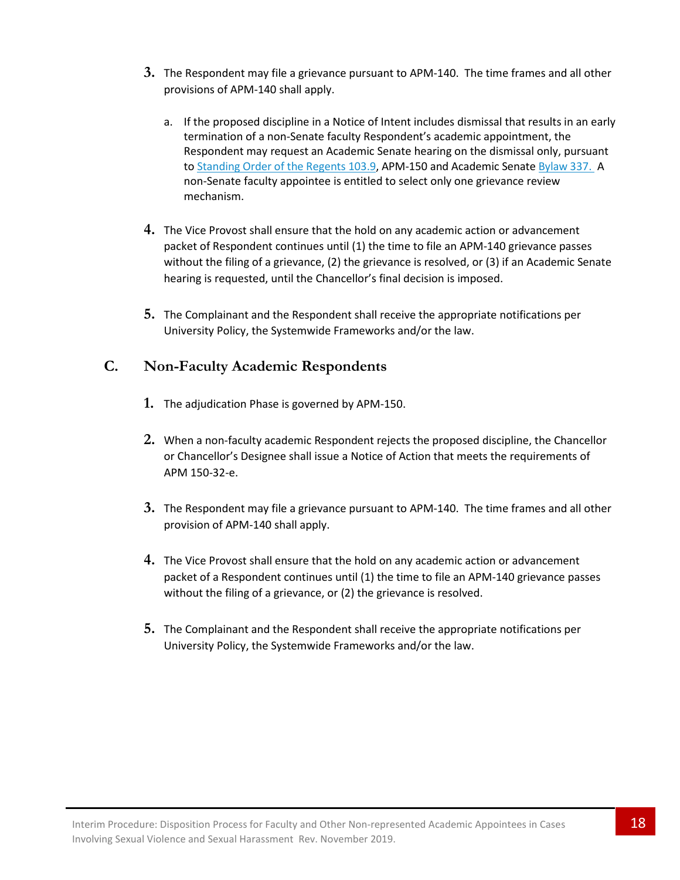3. The Respondent may file a grievance pursuant to APM-140. The time frames and all other provisions of APM-140 shall apply.

   a. If the proposed discipline in a Notice of Intent includes dismissal that results in an early termination of a non-Senate faculty Respondent's academic appointment, the Respondent may request an Academic Senate hearing on the dismissal only, pursuant to Standing Order of the Regents 103.9, APM-150 and Academic Senate Bylaw 337. A non-Senate faculty appointee is entitled to select only one grievance review mechanism.

4. The Vice Provost shall ensure that the hold on any academic action or advancement packet of Respondent continues until (1) the time to file an APM-140 grievance passes without the filing of a grievance, (2) the grievance is resolved, or (3) if an Academic Senate hearing is requested, until the Chancellor's final decision is imposed.

5. The Complainant and the Respondent shall receive the appropriate notifications per University Policy, the Systemwide Frameworks and/or the law.

## C. Non-Faculty Academic Respondents

1. The adjudication Phase is governed by APM-150.

2. When a non-faculty academic Respondent rejects the proposed discipline, the Chancellor or Chancellor's Designee shall issue a Notice of Action that meets the requirements of APM 150-32-e.

3. The Respondent may file a grievance pursuant to APM-140. The time frames and all other provision of APM-140 shall apply.

4. The Vice Provost shall ensure that the hold on any academic action or advancement packet of a Respondent continues until (1) the time to file an APM-140 grievance passes without the filing of a grievance, or (2) the grievance is resolved.

5. The Complainant and the Respondent shall receive the appropriate notifications per University Policy, the Systemwide Frameworks and/or the law.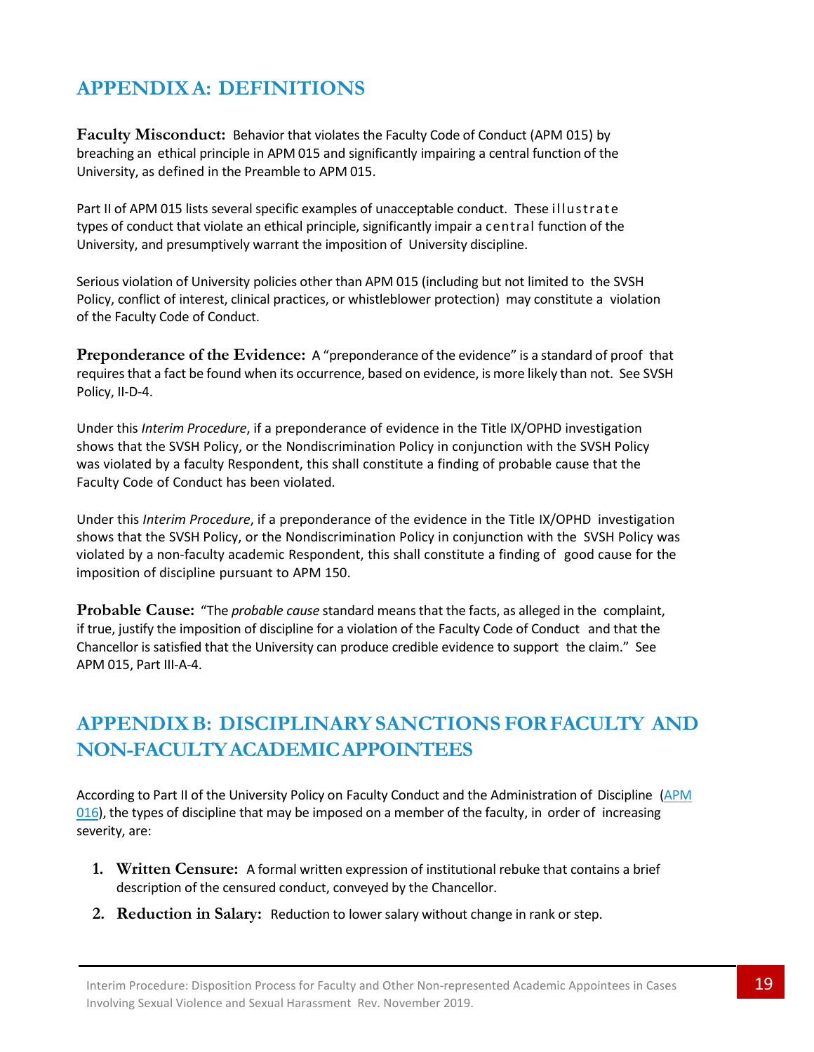## APPENDIX A: DEFINITIONS

**Faculty Misconduct:** Behavior that violates the Faculty Code of Conduct (APM 015) by breaching an ethical principle in APM 015 and significantly impairing a central function of the University, as defined in the Preamble to APM 015.

Part II of APM 015 lists several specific examples of unacceptable conduct. These illustrate types of conduct that violate an ethical principle, significantly impair a central function of the University, and presumptively warrant the imposition of University discipline.

Serious violation of University policies other than APM 015 (including but not limited to the SVSH Policy, conflict of interest, clinical practices, or whistleblower protection) may constitute a violation of the Faculty Code of Conduct.

**Preponderance of the Evidence:** A "preponderance of the evidence" is a standard of proof that requires that a fact be found when its occurrence, based on evidence, is more likely than not. See SVSH Policy, II-D-4.

Under this *Interim Procedure*, if a preponderance of evidence in the Title IX/OPHD investigation shows that the SVSH Policy, or the Nondiscrimination Policy in conjunction with the SVSH Policy was violated by a faculty Respondent, this shall constitute a finding of probable cause that the Faculty Code of Conduct has been violated.

Under this *Interim Procedure*, if a preponderance of the evidence in the Title IX/OPHD investigation shows that the SVSH Policy, or the Nondiscrimination Policy in conjunction with the SVSH Policy was violated by a non-faculty academic Respondent, this shall constitute a finding of good cause for the imposition of discipline pursuant to APM 150.

**Probable Cause:** "The *probable cause* standard means that the facts, as alleged in the complaint, if true, justify the imposition of discipline for a violation of the Faculty Code of Conduct and that the Chancellor is satisfied that the University can produce credible evidence to support the claim." See APM 015, Part III-A-4.

## APPENDIX B: DISCIPLINARY SANCTIONS FOR FACULTY AND NON-FACULTY ACADEMIC APPOINTEES

According to Part II of the University Policy on Faculty Conduct and the Administration of Discipline (APM 016), the types of discipline that may be imposed on a member of the faculty, in order of increasing severity, are:

1. **Written Censure:** A formal written expression of institutional rebuke that contains a brief description of the censured conduct, conveyed by the Chancellor.
2. **Reduction in Salary:** Reduction to lower salary without change in rank or step.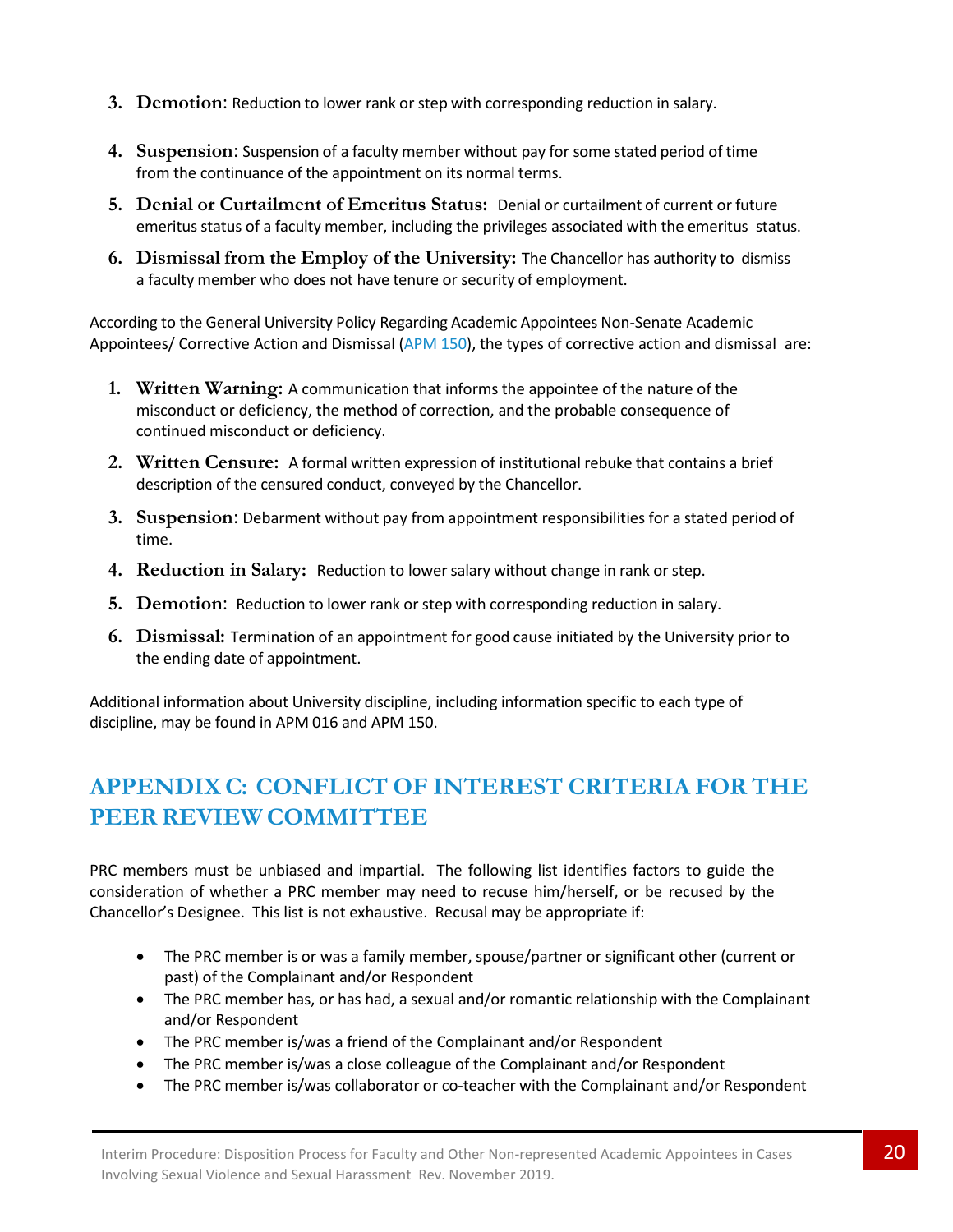3. **Demotion**: Reduction to lower rank or step with corresponding reduction in salary.

4. **Suspension**: Suspension of a faculty member without pay for some stated period of time from the continuance of the appointment on its normal terms.

5. **Denial or Curtailment of Emeritus Status:** Denial or curtailment of current or future emeritus status of a faculty member, including the privileges associated with the emeritus status.

6. **Dismissal from the Employ of the University:** The Chancellor has authority to dismiss a faculty member who does not have tenure or security of employment.

According to the General University Policy Regarding Academic Appointees Non-Senate Academic Appointees/ Corrective Action and Dismissal (APM 150), the types of corrective action and dismissal are:

1. **Written Warning:** A communication that informs the appointee of the nature of the misconduct or deficiency, the method of correction, and the probable consequence of continued misconduct or deficiency.

2. **Written Censure:** A formal written expression of institutional rebuke that contains a brief description of the censured conduct, conveyed by the Chancellor.

3. **Suspension**: Debarment without pay from appointment responsibilities for a stated period of time.

4. **Reduction in Salary:** Reduction to lower salary without change in rank or step.

5. **Demotion**: Reduction to lower rank or step with corresponding reduction in salary.

6. **Dismissal:** Termination of an appointment for good cause initiated by the University prior to the ending date of appointment.

Additional information about University discipline, including information specific to each type of discipline, may be found in APM 016 and APM 150.

## APPENDIX C: CONFLICT OF INTEREST CRITERIA FOR THE PEER REVIEW COMMITTEE

PRC members must be unbiased and impartial. The following list identifies factors to guide the consideration of whether a PRC member may need to recuse him/herself, or be recused by the Chancellor's Designee. This list is not exhaustive. Recusal may be appropriate if:

- The PRC member is or was a family member, spouse/partner or significant other (current or past) of the Complainant and/or Respondent
- The PRC member has, or has had, a sexual and/or romantic relationship with the Complainant and/or Respondent
- The PRC member is/was a friend of the Complainant and/or Respondent
- The PRC member is/was a close colleague of the Complainant and/or Respondent
- The PRC member is/was collaborator or co-teacher with the Complainant and/or Respondent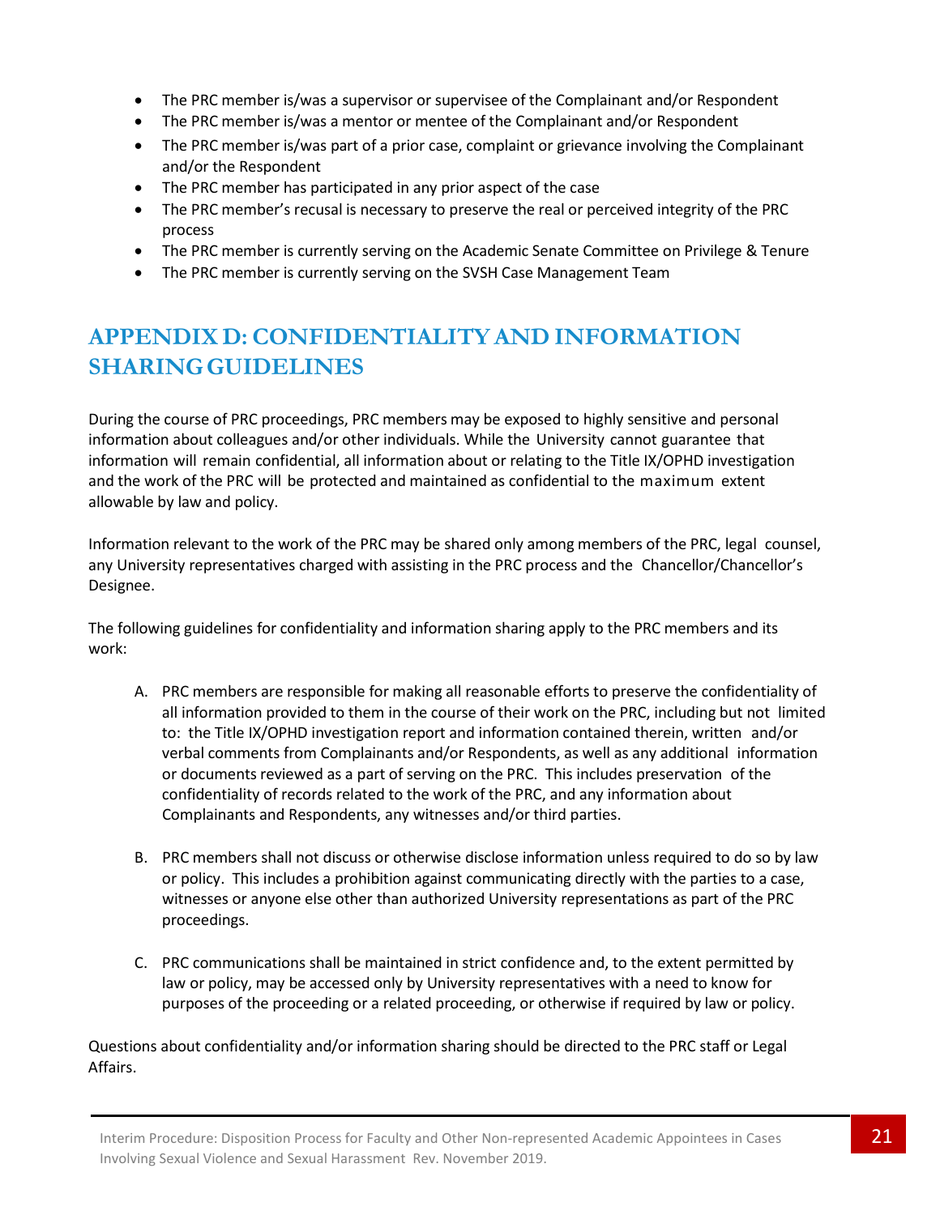- The PRC member is/was a supervisor or supervisee of the Complainant and/or Respondent
- The PRC member is/was a mentor or mentee of the Complainant and/or Respondent
- The PRC member is/was part of a prior case, complaint or grievance involving the Complainant and/or the Respondent
- The PRC member has participated in any prior aspect of the case
- The PRC member's recusal is necessary to preserve the real or perceived integrity of the PRC process
- The PRC member is currently serving on the Academic Senate Committee on Privilege & Tenure
- The PRC member is currently serving on the SVSH Case Management Team

## APPENDIX D: CONFIDENTIALITY AND INFORMATION SHARING GUIDELINES

During the course of PRC proceedings, PRC members may be exposed to highly sensitive and personal information about colleagues and/or other individuals. While the University cannot guarantee that information will remain confidential, all information about or relating to the Title IX/OPHD investigation and the work of the PRC will be protected and maintained as confidential to the maximum extent allowable by law and policy.

Information relevant to the work of the PRC may be shared only among members of the PRC, legal counsel, any University representatives charged with assisting in the PRC process and the Chancellor/Chancellor's Designee.

The following guidelines for confidentiality and information sharing apply to the PRC members and its work:

A. PRC members are responsible for making all reasonable efforts to preserve the confidentiality of all information provided to them in the course of their work on the PRC, including but not limited to: the Title IX/OPHD investigation report and information contained therein, written and/or verbal comments from Complainants and/or Respondents, as well as any additional information or documents reviewed as a part of serving on the PRC. This includes preservation of the confidentiality of records related to the work of the PRC, and any information about Complainants and Respondents, any witnesses and/or third parties.

B. PRC members shall not discuss or otherwise disclose information unless required to do so by law or policy. This includes a prohibition against communicating directly with the parties to a case, witnesses or anyone else other than authorized University representations as part of the PRC proceedings.

C. PRC communications shall be maintained in strict confidence and, to the extent permitted by law or policy, may be accessed only by University representatives with a need to know for purposes of the proceeding or a related proceeding, or otherwise if required by law or policy.

Questions about confidentiality and/or information sharing should be directed to the PRC staff or Legal Affairs.